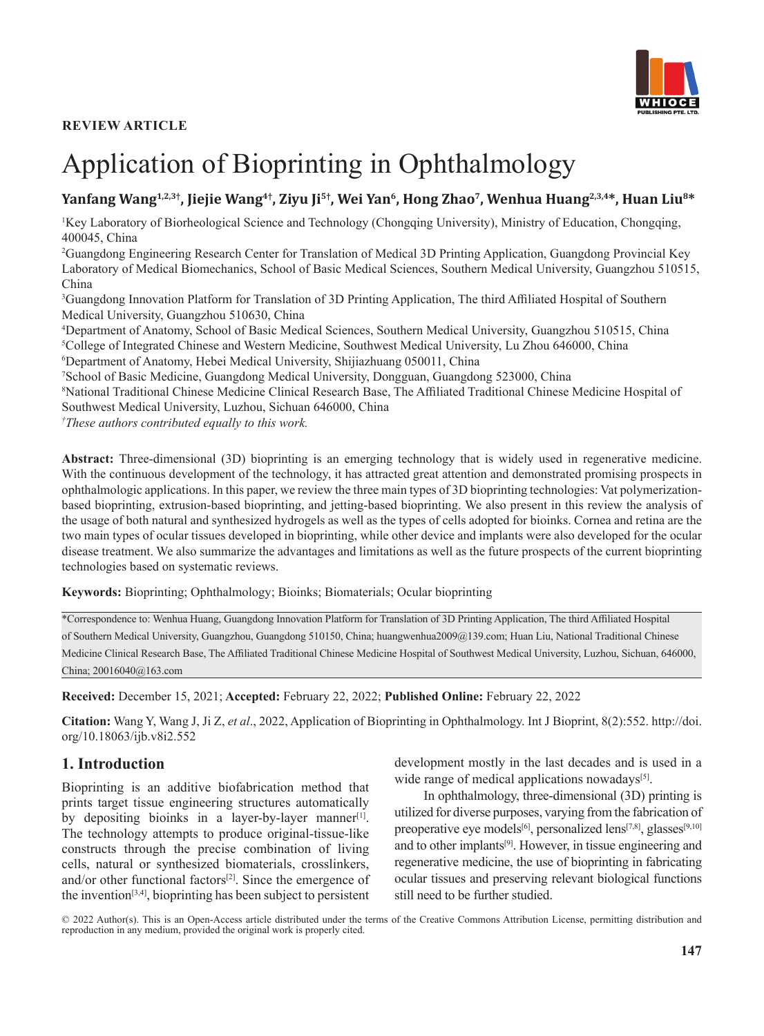**REVIEW ARTICLE**

# Application of Bioprinting in Ophthalmology

**Yanfang Wang[1,2,3†], Jiejie Wang[4†], Ziyu Ji[5†], Wei Yan[6], Hong Zhao[7], Wenhua Huang[2,3,4*], Huan Liu[8*]**

[1]Key Laboratory of Biorheological Science and Technology (Chongqing University), Ministry of Education, Chongqing, 400045, China

[2]Guangdong Engineering Research Center for Translation of Medical 3D Printing Application, Guangdong Provincial Key Laboratory of Medical Biomechanics, School of Basic Medical Sciences, Southern Medical University, Guangzhou 510515, China

[3]Guangdong Innovation Platform for Translation of 3D Printing Application, The third Affiliated Hospital of Southern Medical University, Guangzhou 510630, China

[4]Department of Anatomy, School of Basic Medical Sciences, Southern Medical University, Guangzhou 510515, China

[5]College of Integrated Chinese and Western Medicine, Southwest Medical University, Lu Zhou 646000, China

[6]Department of Anatomy, Hebei Medical University, Shijiazhuang 050011, China

[7]School of Basic Medicine, Guangdong Medical University, Dongguan, Guangdong 523000, China

[8]National Traditional Chinese Medicine Clinical Research Base, The Affiliated Traditional Chinese Medicine Hospital of Southwest Medical University, Luzhou, Sichuan 646000, China

[†]*These authors contributed equally to this work.*

**Abstract:** Three-dimensional (3D) bioprinting is an emerging technology that is widely used in regenerative medicine. With the continuous development of the technology, it has attracted great attention and demonstrated promising prospects in ophthalmologic applications. In this paper, we review the three main types of 3D bioprinting technologies: Vat polymerization-based bioprinting, extrusion-based bioprinting, and jetting-based bioprinting. We also present in this review the analysis of the usage of both natural and synthesized hydrogels as well as the types of cells adopted for bioinks. Cornea and retina are the two main types of ocular tissues developed in bioprinting, while other device and implants were also developed for the ocular disease treatment. We also summarize the advantages and limitations as well as the future prospects of the current bioprinting technologies based on systematic reviews.

**Keywords:** Bioprinting; Ophthalmology; Bioinks; Biomaterials; Ocular bioprinting

*Correspondence to: Wenhua Huang, Guangdong Innovation Platform for Translation of 3D Printing Application, The third Affiliated Hospital of Southern Medical University, Guangzhou, Guangdong 510150, China; huangwenhua2009@139.com; Huan Liu, National Traditional Chinese Medicine Clinical Research Base, The Affiliated Traditional Chinese Medicine Hospital of Southwest Medical University, Luzhou, Sichuan, 646000, China; 20016040@163.com

**Received:** December 15, 2021; **Accepted:** February 22, 2022; **Published Online:** February 22, 2022

**Citation:** Wang Y, Wang J, Ji Z, *et al*., 2022, Application of Bioprinting in Ophthalmology. Int J Bioprint, 8(2):552. http://doi.org/10.18063/ijb.v8i2.552

## 1. Introduction

Bioprinting is an additive biofabrication method that prints target tissue engineering structures automatically by depositing bioinks in a layer-by-layer manner[1]. The technology attempts to produce original-tissue-like constructs through the precise combination of living cells, natural or synthesized biomaterials, crosslinkers, and/or other functional factors[2]. Since the emergence of the invention[3,4], bioprinting has been subject to persistent development mostly in the last decades and is used in a wide range of medical applications nowadays[5].

In ophthalmology, three-dimensional (3D) printing is utilized for diverse purposes, varying from the fabrication of preoperative eye models[6], personalized lens[7,8], glasses[9,10] and to other implants[9]. However, in tissue engineering and regenerative medicine, the use of bioprinting in fabricating ocular tissues and preserving relevant biological functions still need to be further studied.

© 2022 Author(s). This is an Open-Access article distributed under the terms of the Creative Commons Attribution License, permitting distribution and reproduction in any medium, provided the original work is properly cited.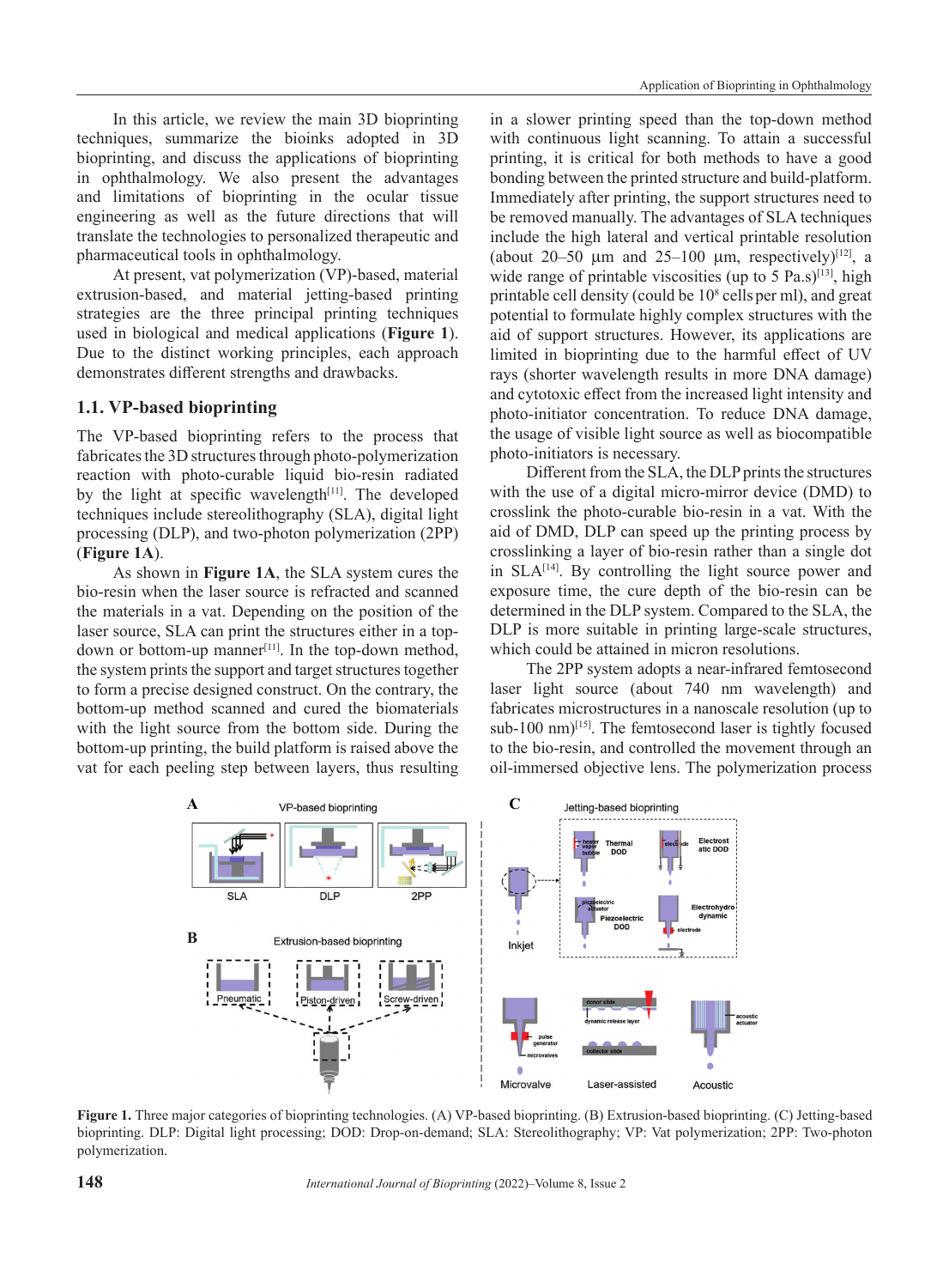In this article, we review the main 3D bioprinting techniques, summarize the bioinks adopted in 3D bioprinting, and discuss the applications of bioprinting in ophthalmology. We also present the advantages and limitations of bioprinting in the ocular tissue engineering as well as the future directions that will translate the technologies to personalized therapeutic and pharmaceutical tools in ophthalmology.

At present, vat polymerization (VP)-based, material extrusion-based, and material jetting-based printing strategies are the three principal printing techniques used in biological and medical applications (**Figure 1**). Due to the distinct working principles, each approach demonstrates different strengths and drawbacks.

## 1.1. VP-based bioprinting

The VP-based bioprinting refers to the process that fabricates the 3D structures through photo-polymerization reaction with photo-curable liquid bio-resin radiated by the light at specific wavelength[11]. The developed techniques include stereolithography (SLA), digital light processing (DLP), and two-photon polymerization (2PP) (**Figure 1A**).

As shown in **Figure 1A**, the SLA system cures the bio-resin when the laser source is refracted and scanned the materials in a vat. Depending on the position of the laser source, SLA can print the structures either in a top-down or bottom-up manner[11]. In the top-down method, the system prints the support and target structures together to form a precise designed construct. On the contrary, the bottom-up method scanned and cured the biomaterials with the light source from the bottom side. During the bottom-up printing, the build platform is raised above the vat for each peeling step between layers, thus resulting in a slower printing speed than the top-down method with continuous light scanning. To attain a successful printing, it is critical for both methods to have a good bonding between the printed structure and build-platform. Immediately after printing, the support structures need to be removed manually. The advantages of SLA techniques include the high lateral and vertical printable resolution (about 20–50 µm and 25–100 µm, respectively)[12], a wide range of printable viscosities (up to 5 Pa.s)[13], high printable cell density (could be $10^8$ cells per ml), and great potential to formulate highly complex structures with the aid of support structures. However, its applications are limited in bioprinting due to the harmful effect of UV rays (shorter wavelength results in more DNA damage) and cytotoxic effect from the increased light intensity and photo-initiator concentration. To reduce DNA damage, the usage of visible light source as well as biocompatible photo-initiators is necessary.

Different from the SLA, the DLP prints the structures with the use of a digital micro-mirror device (DMD) to crosslink the photo-curable bio-resin in a vat. With the aid of DMD, DLP can speed up the printing process by crosslinking a layer of bio-resin rather than a single dot in SLA[14]. By controlling the light source power and exposure time, the cure depth of the bio-resin can be determined in the DLP system. Compared to the SLA, the DLP is more suitable in printing large-scale structures, which could be attained in micron resolutions.

The 2PP system adopts a near-infrared femtosecond laser light source (about 740 nm wavelength) and fabricates microstructures in a nanoscale resolution (up to sub-100 nm)[15]. The femtosecond laser is tightly focused to the bio-resin, and controlled the movement through an oil-immersed objective lens. The polymerization process

**Figure 1.** Three major categories of bioprinting technologies. (A) VP-based bioprinting. (B) Extrusion-based bioprinting. (C) Jetting-based bioprinting. DLP: Digital light processing; DOD: Drop-on-demand; SLA: Stereolithography; VP: Vat polymerization; 2PP: Two-photon polymerization.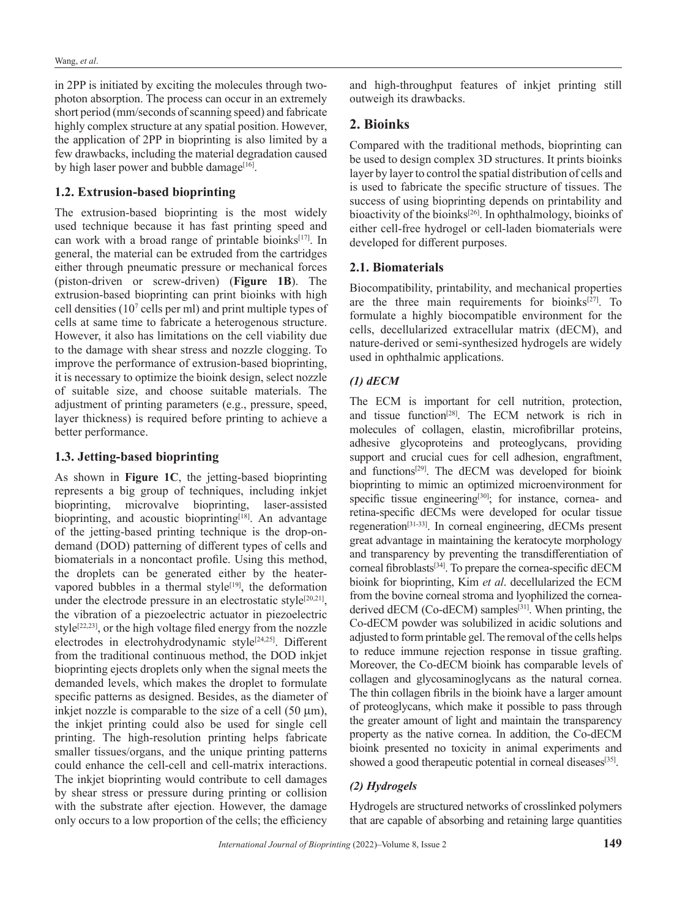in 2PP is initiated by exciting the molecules through two-photon absorption. The process can occur in an extremely short period (mm/seconds of scanning speed) and fabricate highly complex structure at any spatial position. However, the application of 2PP in bioprinting is also limited by a few drawbacks, including the material degradation caused by high laser power and bubble damage[16].

### 1.2. Extrusion-based bioprinting

The extrusion-based bioprinting is the most widely used technique because it has fast printing speed and can work with a broad range of printable bioinks[17]. In general, the material can be extruded from the cartridges either through pneumatic pressure or mechanical forces (piston-driven or screw-driven) (**Figure 1B**). The extrusion-based bioprinting can print bioinks with high cell densities ($10^7$ cells per ml) and print multiple types of cells at same time to fabricate a heterogenous structure. However, it also has limitations on the cell viability due to the damage with shear stress and nozzle clogging. To improve the performance of extrusion-based bioprinting, it is necessary to optimize the bioink design, select nozzle of suitable size, and choose suitable materials. The adjustment of printing parameters (e.g., pressure, speed, layer thickness) is required before printing to achieve a better performance.

### 1.3. Jetting-based bioprinting

As shown in **Figure 1C**, the jetting-based bioprinting represents a big group of techniques, including inkjet bioprinting, microvalve bioprinting, laser-assisted bioprinting, and acoustic bioprinting[18]. An advantage of the jetting-based printing technique is the drop-on-demand (DOD) patterning of different types of cells and biomaterials in a noncontact profile. Using this method, the droplets can be generated either by the heater-vapored bubbles in a thermal style[19], the deformation under the electrode pressure in an electrostatic style[20,21], the vibration of a piezoelectric actuator in piezoelectric style[22,23], or the high voltage filed energy from the nozzle electrodes in electrohydrodynamic style[24,25]. Different from the traditional continuous method, the DOD inkjet bioprinting ejects droplets only when the signal meets the demanded levels, which makes the droplet to formulate specific patterns as designed. Besides, as the diameter of inkjet nozzle is comparable to the size of a cell (50 μm), the inkjet printing could also be used for single cell printing. The high-resolution printing helps fabricate smaller tissues/organs, and the unique printing patterns could enhance the cell-cell and cell-matrix interactions. The inkjet bioprinting would contribute to cell damages by shear stress or pressure during printing or collision with the substrate after ejection. However, the damage only occurs to a low proportion of the cells; the efficiency and high-throughput features of inkjet printing still outweigh its drawbacks.

## 2. Bioinks

Compared with the traditional methods, bioprinting can be used to design complex 3D structures. It prints bioinks layer by layer to control the spatial distribution of cells and is used to fabricate the specific structure of tissues. The success of using bioprinting depends on printability and bioactivity of the bioinks[26]. In ophthalmology, bioinks of either cell-free hydrogel or cell-laden biomaterials were developed for different purposes.

### 2.1. Biomaterials

Biocompatibility, printability, and mechanical properties are the three main requirements for bioinks[27]. To formulate a highly biocompatible environment for the cells, decellularized extracellular matrix (dECM), and nature-derived or semi-synthesized hydrogels are widely used in ophthalmic applications.

#### *(1) dECM*

The ECM is important for cell nutrition, protection, and tissue function[28]. The ECM network is rich in molecules of collagen, elastin, microfibrillar proteins, adhesive glycoproteins and proteoglycans, providing support and crucial cues for cell adhesion, engraftment, and functions[29]. The dECM was developed for bioink bioprinting to mimic an optimized microenvironment for specific tissue engineering[30]; for instance, cornea- and retina-specific dECMs were developed for ocular tissue regeneration[31-33]. In corneal engineering, dECMs present great advantage in maintaining the keratocyte morphology and transparency by preventing the transdifferentiation of corneal fibroblasts[34]. To prepare the cornea-specific dECM bioink for bioprinting, Kim *et al*. decellularized the ECM from the bovine corneal stroma and lyophilized the cornea-derived dECM (Co-dECM) samples[31]. When printing, the Co-dECM powder was solubilized in acidic solutions and adjusted to form printable gel. The removal of the cells helps to reduce immune rejection response in tissue grafting. Moreover, the Co-dECM bioink has comparable levels of collagen and glycosaminoglycans as the natural cornea. The thin collagen fibrils in the bioink have a larger amount of proteoglycans, which make it possible to pass through the greater amount of light and maintain the transparency property as the native cornea. In addition, the Co-dECM bioink presented no toxicity in animal experiments and showed a good therapeutic potential in corneal diseases[35].

#### *(2) Hydrogels*

Hydrogels are structured networks of crosslinked polymers that are capable of absorbing and retaining large quantities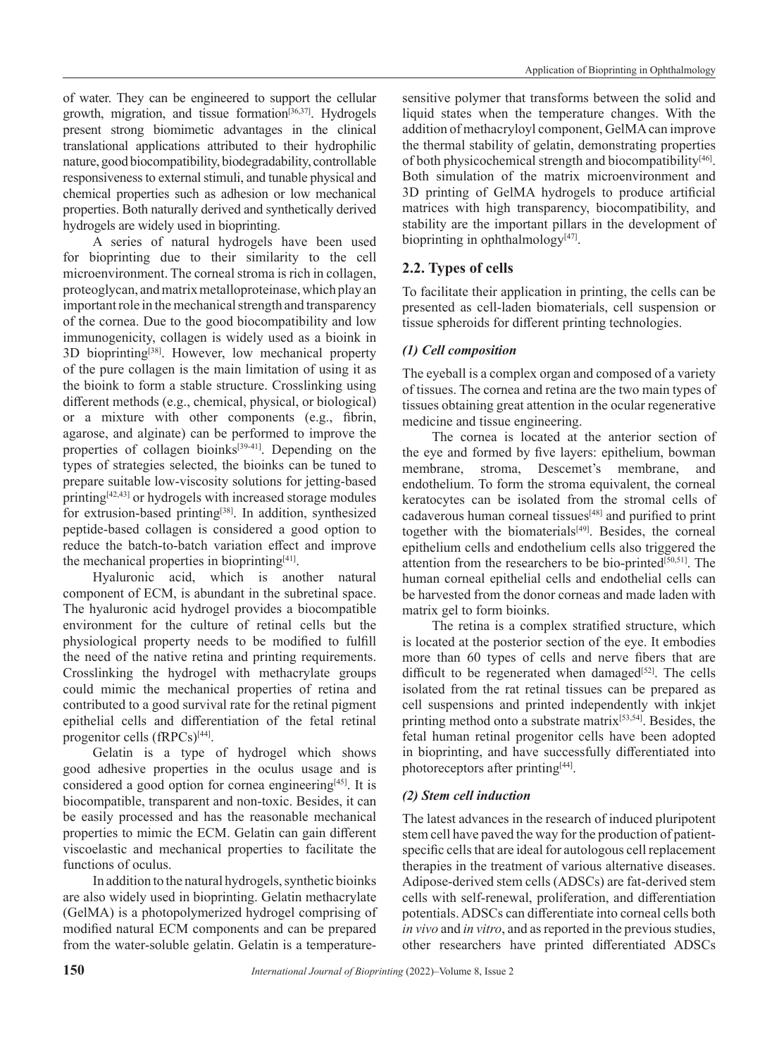of water. They can be engineered to support the cellular growth, migration, and tissue formation[36,37]. Hydrogels present strong biomimetic advantages in the clinical translational applications attributed to their hydrophilic nature, good biocompatibility, biodegradability, controllable responsiveness to external stimuli, and tunable physical and chemical properties such as adhesion or low mechanical properties. Both naturally derived and synthetically derived hydrogels are widely used in bioprinting.

A series of natural hydrogels have been used for bioprinting due to their similarity to the cell microenvironment. The corneal stroma is rich in collagen, proteoglycan, and matrix metalloproteinase, which play an important role in the mechanical strength and transparency of the cornea. Due to the good biocompatibility and low immunogenicity, collagen is widely used as a bioink in 3D bioprinting[38]. However, low mechanical property of the pure collagen is the main limitation of using it as the bioink to form a stable structure. Crosslinking using different methods (e.g., chemical, physical, or biological) or a mixture with other components (e.g., fibrin, agarose, and alginate) can be performed to improve the properties of collagen bioinks[39-41]. Depending on the types of strategies selected, the bioinks can be tuned to prepare suitable low-viscosity solutions for jetting-based printing[42,43] or hydrogels with increased storage modules for extrusion-based printing[38]. In addition, synthesized peptide-based collagen is considered a good option to reduce the batch-to-batch variation effect and improve the mechanical properties in bioprinting[41].

Hyaluronic acid, which is another natural component of ECM, is abundant in the subretinal space. The hyaluronic acid hydrogel provides a biocompatible environment for the culture of retinal cells but the physiological property needs to be modified to fulfill the need of the native retina and printing requirements. Crosslinking the hydrogel with methacrylate groups could mimic the mechanical properties of retina and contributed to a good survival rate for the retinal pigment epithelial cells and differentiation of the fetal retinal progenitor cells (fRPCs)[44].

Gelatin is a type of hydrogel which shows good adhesive properties in the oculus usage and is considered a good option for cornea engineering[45]. It is biocompatible, transparent and non-toxic. Besides, it can be easily processed and has the reasonable mechanical properties to mimic the ECM. Gelatin can gain different viscoelastic and mechanical properties to facilitate the functions of oculus.

In addition to the natural hydrogels, synthetic bioinks are also widely used in bioprinting. Gelatin methacrylate (GelMA) is a photopolymerized hydrogel comprising of modified natural ECM components and can be prepared from the water-soluble gelatin. Gelatin is a temperature-sensitive polymer that transforms between the solid and liquid states when the temperature changes. With the addition of methacryloyl component, GelMA can improve the thermal stability of gelatin, demonstrating properties of both physicochemical strength and biocompatibility[46]. Both simulation of the matrix microenvironment and 3D printing of GelMA hydrogels to produce artificial matrices with high transparency, biocompatibility, and stability are the important pillars in the development of bioprinting in ophthalmology[47].

## 2.2. Types of cells

To facilitate their application in printing, the cells can be presented as cell-laden biomaterials, cell suspension or tissue spheroids for different printing technologies.

### *(1) Cell composition*

The eyeball is a complex organ and composed of a variety of tissues. The cornea and retina are the two main types of tissues obtaining great attention in the ocular regenerative medicine and tissue engineering.

The cornea is located at the anterior section of the eye and formed by five layers: epithelium, bowman membrane, stroma, Descemet's membrane, and endothelium. To form the stroma equivalent, the corneal keratocytes can be isolated from the stromal cells of cadaverous human corneal tissues[48] and purified to print together with the biomaterials[49]. Besides, the corneal epithelium cells and endothelium cells also triggered the attention from the researchers to be bio-printed[50,51]. The human corneal epithelial cells and endothelial cells can be harvested from the donor corneas and made laden with matrix gel to form bioinks.

The retina is a complex stratified structure, which is located at the posterior section of the eye. It embodies more than 60 types of cells and nerve fibers that are difficult to be regenerated when damaged[52]. The cells isolated from the rat retinal tissues can be prepared as cell suspensions and printed independently with inkjet printing method onto a substrate matrix[53,54]. Besides, the fetal human retinal progenitor cells have been adopted in bioprinting, and have successfully differentiated into photoreceptors after printing[44].

### *(2) Stem cell induction*

The latest advances in the research of induced pluripotent stem cell have paved the way for the production of patient-specific cells that are ideal for autologous cell replacement therapies in the treatment of various alternative diseases. Adipose-derived stem cells (ADSCs) are fat-derived stem cells with self-renewal, proliferation, and differentiation potentials. ADSCs can differentiate into corneal cells both *in vivo* and *in vitro*, and as reported in the previous studies, other researchers have printed differentiated ADSCs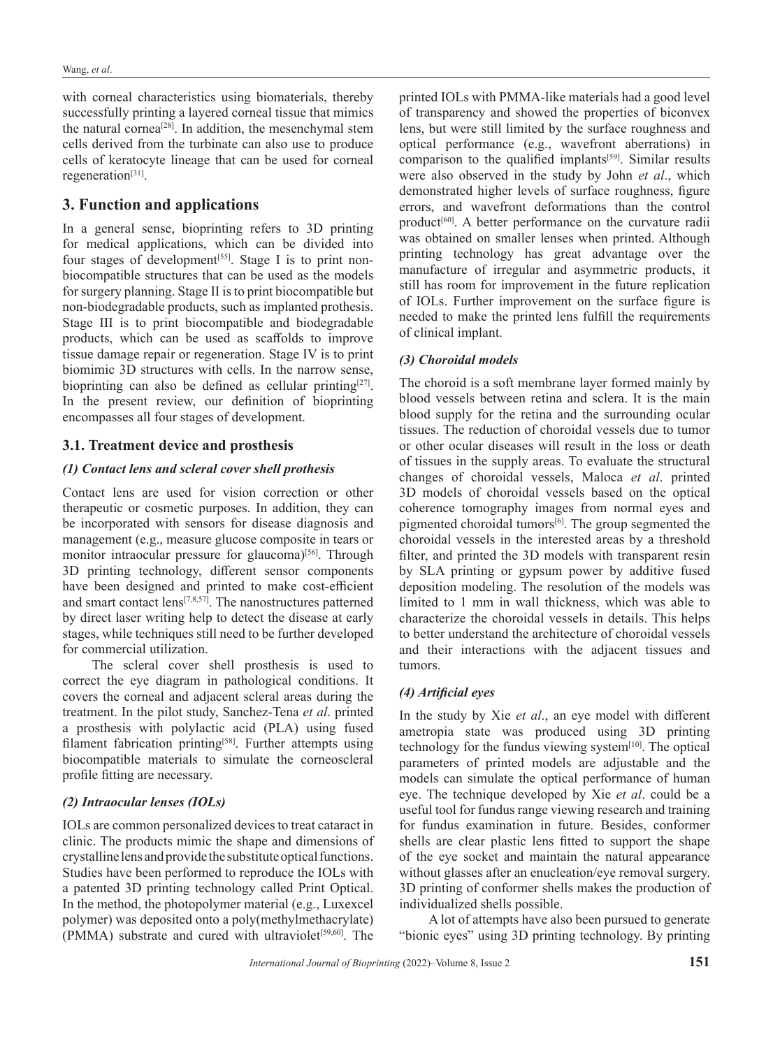with corneal characteristics using biomaterials, thereby successfully printing a layered corneal tissue that mimics the natural cornea[28]. In addition, the mesenchymal stem cells derived from the turbinate can also use to produce cells of keratocyte lineage that can be used for corneal regeneration[31].

## 3. Function and applications

In a general sense, bioprinting refers to 3D printing for medical applications, which can be divided into four stages of development[55]. Stage I is to print non-biocompatible structures that can be used as the models for surgery planning. Stage II is to print biocompatible but non-biodegradable products, such as implanted prothesis. Stage III is to print biocompatible and biodegradable products, which can be used as scaffolds to improve tissue damage repair or regeneration. Stage IV is to print biomimic 3D structures with cells. In the narrow sense, bioprinting can also be defined as cellular printing[27]. In the present review, our definition of bioprinting encompasses all four stages of development.

### 3.1. Treatment device and prosthesis

#### *(1) Contact lens and scleral cover shell prothesis*

Contact lens are used for vision correction or other therapeutic or cosmetic purposes. In addition, they can be incorporated with sensors for disease diagnosis and management (e.g., measure glucose composite in tears or monitor intraocular pressure for glaucoma)[56]. Through 3D printing technology, different sensor components have been designed and printed to make cost-efficient and smart contact lens[7,8,57]. The nanostructures patterned by direct laser writing help to detect the disease at early stages, while techniques still need to be further developed for commercial utilization.

The scleral cover shell prosthesis is used to correct the eye diagram in pathological conditions. It covers the corneal and adjacent scleral areas during the treatment. In the pilot study, Sanchez-Tena *et al*. printed a prosthesis with polylactic acid (PLA) using fused filament fabrication printing[58]. Further attempts using biocompatible materials to simulate the corneoscleral profile fitting are necessary.

#### *(2) Intraocular lenses (IOLs)*

IOLs are common personalized devices to treat cataract in clinic. The products mimic the shape and dimensions of crystalline lens and provide the substitute optical functions. Studies have been performed to reproduce the IOLs with a patented 3D printing technology called Print Optical. In the method, the photopolymer material (e.g., Luxexcel polymer) was deposited onto a poly(methylmethacrylate) (PMMA) substrate and cured with ultraviolet[59,60]. The printed IOLs with PMMA-like materials had a good level of transparency and showed the properties of biconvex lens, but were still limited by the surface roughness and optical performance (e.g., wavefront aberrations) in comparison to the qualified implants[59]. Similar results were also observed in the study by John *et al*., which demonstrated higher levels of surface roughness, figure errors, and wavefront deformations than the control product[60]. A better performance on the curvature radii was obtained on smaller lenses when printed. Although printing technology has great advantage over the manufacture of irregular and asymmetric products, it still has room for improvement in the future replication of IOLs. Further improvement on the surface figure is needed to make the printed lens fulfill the requirements of clinical implant.

#### *(3) Choroidal models*

The choroid is a soft membrane layer formed mainly by blood vessels between retina and sclera. It is the main blood supply for the retina and the surrounding ocular tissues. The reduction of choroidal vessels due to tumor or other ocular diseases will result in the loss or death of tissues in the supply areas. To evaluate the structural changes of choroidal vessels, Maloca *et al*. printed 3D models of choroidal vessels based on the optical coherence tomography images from normal eyes and pigmented choroidal tumors[6]. The group segmented the choroidal vessels in the interested areas by a threshold filter, and printed the 3D models with transparent resin by SLA printing or gypsum power by additive fused deposition modeling. The resolution of the models was limited to 1 mm in wall thickness, which was able to characterize the choroidal vessels in details. This helps to better understand the architecture of choroidal vessels and their interactions with the adjacent tissues and tumors.

#### *(4) Artificial eyes*

In the study by Xie *et al*., an eye model with different ametropia state was produced using 3D printing technology for the fundus viewing system[10]. The optical parameters of printed models are adjustable and the models can simulate the optical performance of human eye. The technique developed by Xie *et al*. could be a useful tool for fundus range viewing research and training for fundus examination in future. Besides, conformer shells are clear plastic lens fitted to support the shape of the eye socket and maintain the natural appearance without glasses after an enucleation/eye removal surgery. 3D printing of conformer shells makes the production of individualized shells possible.

A lot of attempts have also been pursued to generate "bionic eyes" using 3D printing technology. By printing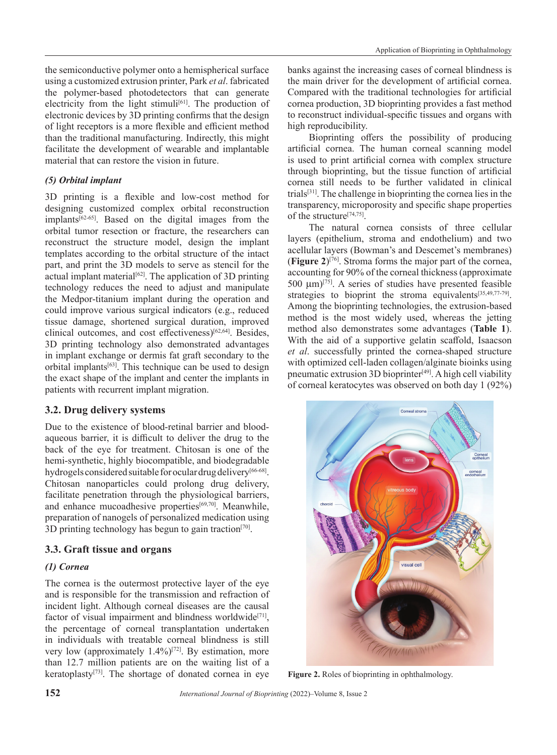the semiconductive polymer onto a hemispherical surface using a customized extrusion printer, Park *et al*. fabricated the polymer-based photodetectors that can generate electricity from the light stimuli[61]. The production of electronic devices by 3D printing confirms that the design of light receptors is a more flexible and efficient method than the traditional manufacturing. Indirectly, this might facilitate the development of wearable and implantable material that can restore the vision in future.

#### *(5) Orbital implant*

3D printing is a flexible and low-cost method for designing customized complex orbital reconstruction implants[62-65]. Based on the digital images from the orbital tumor resection or fracture, the researchers can reconstruct the structure model, design the implant templates according to the orbital structure of the intact part, and print the 3D models to serve as stencil for the actual implant material[62]. The application of 3D printing technology reduces the need to adjust and manipulate the Medpor-titanium implant during the operation and could improve various surgical indicators (e.g., reduced tissue damage, shortened surgical duration, improved clinical outcomes, and cost effectiveness)[62,64]. Besides, 3D printing technology also demonstrated advantages in implant exchange or dermis fat graft secondary to the orbital implants[63]. This technique can be used to design the exact shape of the implant and center the implants in patients with recurrent implant migration.

### 3.2. Drug delivery systems

Due to the existence of blood-retinal barrier and blood-aqueous barrier, it is difficult to deliver the drug to the back of the eye for treatment. Chitosan is one of the hemi-synthetic, highly biocompatible, and biodegradable hydrogels considered suitable for ocular drug delivery[66-68]. Chitosan nanoparticles could prolong drug delivery, facilitate penetration through the physiological barriers, and enhance mucoadhesive properties[69,70]. Meanwhile, preparation of nanogels of personalized medication using 3D printing technology has begun to gain traction[70].

### 3.3. Graft tissue and organs

#### *(1) Cornea*

The cornea is the outermost protective layer of the eye and is responsible for the transmission and refraction of incident light. Although corneal diseases are the causal factor of visual impairment and blindness worldwide[71], the percentage of corneal transplantation undertaken in individuals with treatable corneal blindness is still very low (approximately 1.4%)[72]. By estimation, more than 12.7 million patients are on the waiting list of a keratoplasty[73]. The shortage of donated cornea in eye banks against the increasing cases of corneal blindness is the main driver for the development of artificial cornea. Compared with the traditional technologies for artificial cornea production, 3D bioprinting provides a fast method to reconstruct individual-specific tissues and organs with high reproducibility.

Bioprinting offers the possibility of producing artificial cornea. The human corneal scanning model is used to print artificial cornea with complex structure through bioprinting, but the tissue function of artificial cornea still needs to be further validated in clinical trials[31]. The challenge in bioprinting the cornea lies in the transparency, microporosity and specific shape properties of the structure[74,75].

The natural cornea consists of three cellular layers (epithelium, stroma and endothelium) and two acellular layers (Bowman's and Descemet's membranes) (**Figure 2**)[76]. Stroma forms the major part of the cornea, accounting for 90% of the corneal thickness (approximate 500 μm)[75]. A series of studies have presented feasible strategies to bioprint the stroma equivalents[35,49,77-79]. Among the bioprinting technologies, the extrusion-based method is the most widely used, whereas the jetting method also demonstrates some advantages (**Table 1**). With the aid of a supportive gelatin scaffold, Isaacson *et al*. successfully printed the cornea-shaped structure with optimized cell-laden collagen/alginate bioinks using pneumatic extrusion 3D bioprinter[49]. A high cell viability of corneal keratocytes was observed on both day 1 (92%)

**Figure 2.** Roles of bioprinting in ophthalmology.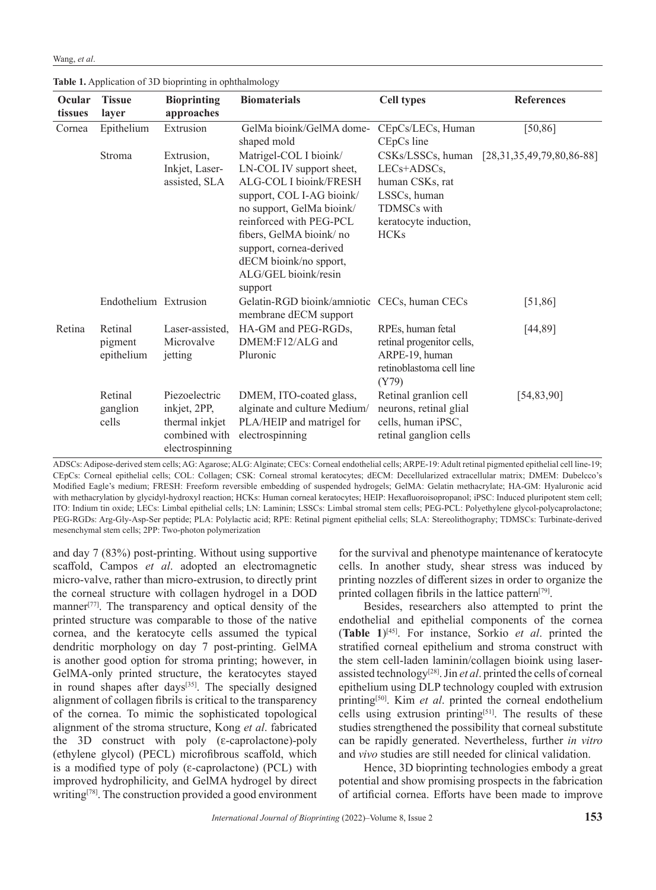**Table 1.** Application of 3D bioprinting in ophthalmology

| Ocular tissues | Tissue layer | Bioprinting approaches | Biomaterials | Cell types | References |
|---|---|---|---|---|---|
| Cornea | Epithelium | Extrusion | GelMa bioink/GelMA dome-shaped mold | CEpCs/LECs, Human CEpCs line | [50,86] |
| | Stroma | Extrusion, Inkjet, Laser-assisted, SLA | Matrigel-COL I bioink/ LN-COL IV support sheet, ALG-COL I bioink/FRESH support, COL I-AG bioink/ no support, GelMa bioink/ reinforced with PEG-PCL fibers, GelMA bioink/ no support, cornea-derived dECM bioink/no spport, ALG/GEL bioink/resin support | CSKs/LSSCs, human LECs+ADSCs, human CSKs, rat LSSCs, human TDMSCs with keratocyte induction, HCKs | [28,31,35,49,79,80,86-88] |
| | Endothelium | Extrusion | Gelatin-RGD bioink/amniotic membrane dECM support | CECs, human CECs | [51,86] |
| Retina | Retinal pigment epithelium | Laser-assisted, Microvalve jetting | HA-GM and PEG-RGDs, DMEM:F12/ALG and Pluronic | RPEs, human fetal retinal progenitor cells, ARPE-19, human retinoblastoma cell line (Y79) | [44,89] |
| | Retinal ganglion cells | Piezoelectric inkjet, 2PP, thermal inkjet combined with electrospinning | DMEM, ITO-coated glass, alginate and culture Medium/ PLA/HEIP and matrigel for electrospinning | Retinal granlion cell neurons, retinal glial cells, human iPSC, retinal ganglion cells | [54,83,90] |

ADSCs: Adipose-derived stem cells; AG: Agarose; ALG: Alginate; CECs: Corneal endothelial cells; ARPE-19: Adult retinal pigmented epithelial cell line-19; CEpCs: Corneal epithelial cells; COL: Collagen; CSK: Corneal stromal keratocytes; dECM: Decellularized extracellular matrix; DMEM: Dubelcco's Modified Eagle's medium; FRESH: Freeform reversible embedding of suspended hydrogels; GelMA: Gelatin methacrylate; HA-GM: Hyaluronic acid with methacrylation by glycidyl-hydroxyl reaction; HCKs: Human corneal keratocytes; HEIP: Hexafluoroisopropanol; iPSC: Induced pluripotent stem cell; ITO: Indium tin oxide; LECs: Limbal epithelial cells; LN: Laminin; LSSCs: Limbal stromal stem cells; PEG-PCL: Polyethylene glycol-polycaprolactone; PEG-RGDs: Arg-Gly-Asp-Ser peptide; PLA: Polylactic acid; RPE: Retinal pigment epithelial cells; SLA: Stereolithography; TDMSCs: Turbinate-derived mesenchymal stem cells; 2PP: Two-photon polymerization

and day 7 (83%) post-printing. Without using supportive scaffold, Campos *et al*. adopted an electromagnetic micro-valve, rather than micro-extrusion, to directly print the corneal structure with collagen hydrogel in a DOD manner[77]. The transparency and optical density of the printed structure was comparable to those of the native cornea, and the keratocyte cells assumed the typical dendritic morphology on day 7 post-printing. GelMA is another good option for stroma printing; however, in GelMA-only printed structure, the keratocytes stayed in round shapes after days[35]. The specially designed alignment of collagen fibrils is critical to the transparency of the cornea. To mimic the sophisticated topological alignment of the stroma structure, Kong *et al*. fabricated the 3D construct with poly (ε-caprolactone)-poly (ethylene glycol) (PECL) microfibrous scaffold, which is a modified type of poly (ε-caprolactone) (PCL) with improved hydrophilicity, and GelMA hydrogel by direct writing[78]. The construction provided a good environment for the survival and phenotype maintenance of keratocyte cells. In another study, shear stress was induced by printing nozzles of different sizes in order to organize the printed collagen fibrils in the lattice pattern[79].

Besides, researchers also attempted to print the endothelial and epithelial components of the cornea (**Table 1**)[45]. For instance, Sorkio *et al*. printed the stratified corneal epithelium and stroma construct with the stem cell-laden laminin/collagen bioink using laser-assisted technology[28]. Jin *et al*. printed the cells of corneal epithelium using DLP technology coupled with extrusion printing[50]. Kim *et al*. printed the corneal endothelium cells using extrusion printing[51]. The results of these studies strengthened the possibility that corneal substitute can be rapidly generated. Nevertheless, further *in vitro* and *vivo* studies are still needed for clinical validation.

Hence, 3D bioprinting technologies embody a great potential and show promising prospects in the fabrication of artificial cornea. Efforts have been made to improve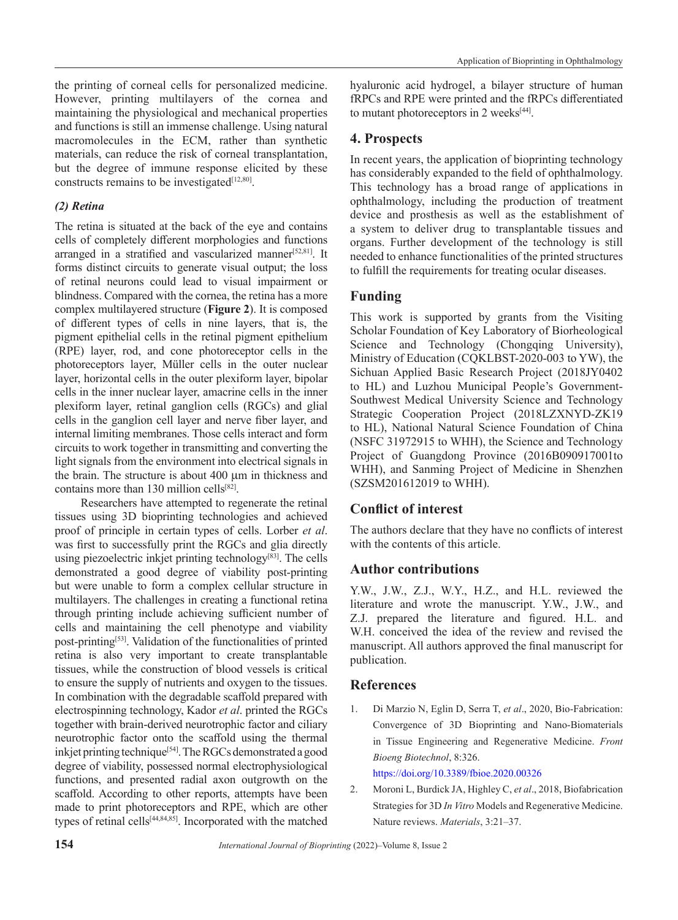the printing of corneal cells for personalized medicine. However, printing multilayers of the cornea and maintaining the physiological and mechanical properties and functions is still an immense challenge. Using natural macromolecules in the ECM, rather than synthetic materials, can reduce the risk of corneal transplantation, but the degree of immune response elicited by these constructs remains to be investigated[12,80].

### *(2) Retina*

The retina is situated at the back of the eye and contains cells of completely different morphologies and functions arranged in a stratified and vascularized manner[52,81]. It forms distinct circuits to generate visual output; the loss of retinal neurons could lead to visual impairment or blindness. Compared with the cornea, the retina has a more complex multilayered structure (**Figure 2**). It is composed of different types of cells in nine layers, that is, the pigment epithelial cells in the retinal pigment epithelium (RPE) layer, rod, and cone photoreceptor cells in the photoreceptors layer, Müller cells in the outer nuclear layer, horizontal cells in the outer plexiform layer, bipolar cells in the inner nuclear layer, amacrine cells in the inner plexiform layer, retinal ganglion cells (RGCs) and glial cells in the ganglion cell layer and nerve fiber layer, and internal limiting membranes. Those cells interact and form circuits to work together in transmitting and converting the light signals from the environment into electrical signals in the brain. The structure is about 400 μm in thickness and contains more than 130 million cells[82].

Researchers have attempted to regenerate the retinal tissues using 3D bioprinting technologies and achieved proof of principle in certain types of cells. Lorber *et al*. was first to successfully print the RGCs and glia directly using piezoelectric inkjet printing technology[83]. The cells demonstrated a good degree of viability post-printing but were unable to form a complex cellular structure in multilayers. The challenges in creating a functional retina through printing include achieving sufficient number of cells and maintaining the cell phenotype and viability post-printing[53]. Validation of the functionalities of printed retina is also very important to create transplantable tissues, while the construction of blood vessels is critical to ensure the supply of nutrients and oxygen to the tissues. In combination with the degradable scaffold prepared with electrospinning technology, Kador *et al*. printed the RGCs together with brain-derived neurotrophic factor and ciliary neurotrophic factor onto the scaffold using the thermal inkjet printing technique[54]. The RGCs demonstrated a good degree of viability, possessed normal electrophysiological functions, and presented radial axon outgrowth on the scaffold. According to other reports, attempts have been made to print photoreceptors and RPE, which are other types of retinal cells[44,84,85]. Incorporated with the matched hyaluronic acid hydrogel, a bilayer structure of human fRPCs and RPE were printed and the fRPCs differentiated to mutant photoreceptors in 2 weeks[44].

## 4. Prospects

In recent years, the application of bioprinting technology has considerably expanded to the field of ophthalmology. This technology has a broad range of applications in ophthalmology, including the production of treatment device and prosthesis as well as the establishment of a system to deliver drug to transplantable tissues and organs. Further development of the technology is still needed to enhance functionalities of the printed structures to fulfill the requirements for treating ocular diseases.

## Funding

This work is supported by grants from the Visiting Scholar Foundation of Key Laboratory of Biorheological Science and Technology (Chongqing University), Ministry of Education (CQKLBST-2020-003 to YW), the Sichuan Applied Basic Research Project (2018JY0402 to HL) and Luzhou Municipal People's Government-Southwest Medical University Science and Technology Strategic Cooperation Project (2018LZXNYD-ZK19 to HL), National Natural Science Foundation of China (NSFC 31972915 to WHH), the Science and Technology Project of Guangdong Province (2016B090917001to WHH), and Sanming Project of Medicine in Shenzhen (SZSM201612019 to WHH).

## Conflict of interest

The authors declare that they have no conflicts of interest with the contents of this article.

## Author contributions

Y.W., J.W., Z.J., W.Y., H.Z., and H.L. reviewed the literature and wrote the manuscript. Y.W., J.W., and Z.J. prepared the literature and figured. H.L. and W.H. conceived the idea of the review and revised the manuscript. All authors approved the final manuscript for publication.

## References

1. Di Marzio N, Eglin D, Serra T, *et al*., 2020, Bio-Fabrication: Convergence of 3D Bioprinting and Nano-Biomaterials in Tissue Engineering and Regenerative Medicine. *Front Bioeng Biotechnol*, 8:326.
https://doi.org/10.3389/fbioe.2020.00326
2. Moroni L, Burdick JA, Highley C, *et al*., 2018, Biofabrication Strategies for 3D *In Vitro* Models and Regenerative Medicine. Nature reviews. *Materials*, 3:21–37.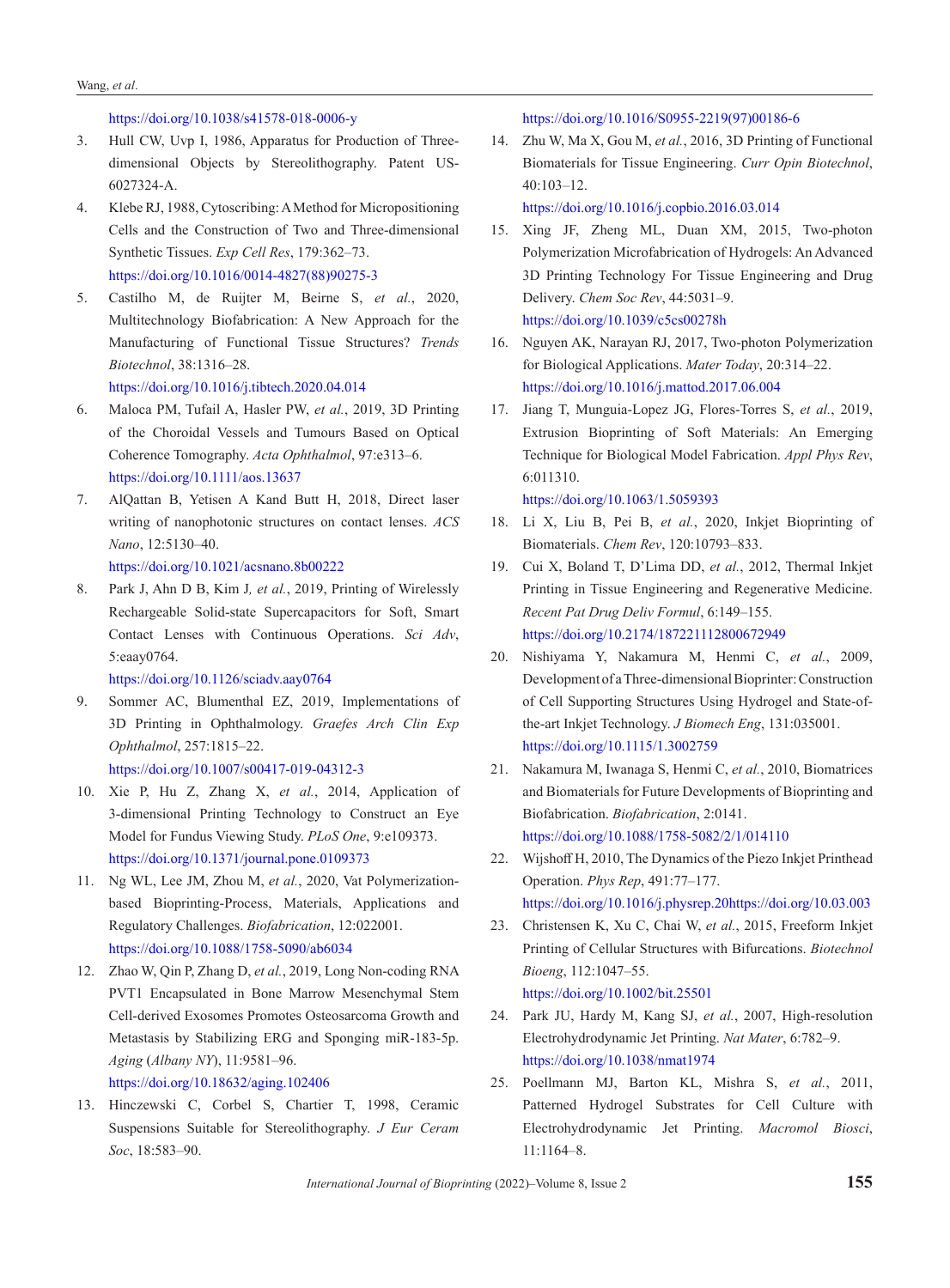https://doi.org/10.1038/s41578-018-0006-y

3. Hull CW, Uvp I, 1986, Apparatus for Production of Three-dimensional Objects by Stereolithography. Patent US-6027324-A.
4. Klebe RJ, 1988, Cytoscribing: A Method for Micropositioning Cells and the Construction of Two and Three-dimensional Synthetic Tissues. *Exp Cell Res*, 179:362–73. https://doi.org/10.1016/0014-4827(88)90275-3
5. Castilho M, de Ruijter M, Beirne S, *et al.*, 2020, Multitechnology Biofabrication: A New Approach for the Manufacturing of Functional Tissue Structures? *Trends Biotechnol*, 38:1316–28. https://doi.org/10.1016/j.tibtech.2020.04.014
6. Maloca PM, Tufail A, Hasler PW, *et al.*, 2019, 3D Printing of the Choroidal Vessels and Tumours Based on Optical Coherence Tomography. *Acta Ophthalmol*, 97:e313–6. https://doi.org/10.1111/aos.13637
7. AlQattan B, Yetisen A Kand Butt H, 2018, Direct laser writing of nanophotonic structures on contact lenses. *ACS Nano*, 12:5130–40. https://doi.org/10.1021/acsnano.8b00222
8. Park J, Ahn D B, Kim J*, et al.*, 2019, Printing of Wirelessly Rechargeable Solid-state Supercapacitors for Soft, Smart Contact Lenses with Continuous Operations. *Sci Adv*, 5:eaay0764. https://doi.org/10.1126/sciadv.aay0764
9. Sommer AC, Blumenthal EZ, 2019, Implementations of 3D Printing in Ophthalmology. *Graefes Arch Clin Exp Ophthalmol*, 257:1815–22. https://doi.org/10.1007/s00417-019-04312-3
10. Xie P, Hu Z, Zhang X, *et al.*, 2014, Application of 3-dimensional Printing Technology to Construct an Eye Model for Fundus Viewing Study. *PLoS One*, 9:e109373. https://doi.org/10.1371/journal.pone.0109373
11. Ng WL, Lee JM, Zhou M, *et al.*, 2020, Vat Polymerization-based Bioprinting-Process, Materials, Applications and Regulatory Challenges. *Biofabrication*, 12:022001. https://doi.org/10.1088/1758-5090/ab6034
12. Zhao W, Qin P, Zhang D, *et al.*, 2019, Long Non-coding RNA PVT1 Encapsulated in Bone Marrow Mesenchymal Stem Cell-derived Exosomes Promotes Osteosarcoma Growth and Metastasis by Stabilizing ERG and Sponging miR-183-5p. *Aging* (*Albany NY*), 11:9581–96. https://doi.org/10.18632/aging.102406
13. Hinczewski C, Corbel S, Chartier T, 1998, Ceramic Suspensions Suitable for Stereolithography. *J Eur Ceram Soc*, 18:583–90. https://doi.org/10.1016/S0955-2219(97)00186-6
14. Zhu W, Ma X, Gou M, *et al.*, 2016, 3D Printing of Functional Biomaterials for Tissue Engineering. *Curr Opin Biotechnol*, 40:103–12. https://doi.org/10.1016/j.copbio.2016.03.014
15. Xing JF, Zheng ML, Duan XM, 2015, Two-photon Polymerization Microfabrication of Hydrogels: An Advanced 3D Printing Technology For Tissue Engineering and Drug Delivery. *Chem Soc Rev*, 44:5031–9. https://doi.org/10.1039/c5cs00278h
16. Nguyen AK, Narayan RJ, 2017, Two-photon Polymerization for Biological Applications. *Mater Today*, 20:314–22. https://doi.org/10.1016/j.mattod.2017.06.004
17. Jiang T, Munguia-Lopez JG, Flores-Torres S, *et al.*, 2019, Extrusion Bioprinting of Soft Materials: An Emerging Technique for Biological Model Fabrication. *Appl Phys Rev*, 6:011310. https://doi.org/10.1063/1.5059393
18. Li X, Liu B, Pei B, *et al.*, 2020, Inkjet Bioprinting of Biomaterials. *Chem Rev*, 120:10793–833.
19. Cui X, Boland T, D'Lima DD, *et al.*, 2012, Thermal Inkjet Printing in Tissue Engineering and Regenerative Medicine. *Recent Pat Drug Deliv Formul*, 6:149–155. https://doi.org/10.2174/187221112800672949
20. Nishiyama Y, Nakamura M, Henmi C, *et al.*, 2009, Development of a Three-dimensional Bioprinter: Construction of Cell Supporting Structures Using Hydrogel and State-of-the-art Inkjet Technology. *J Biomech Eng*, 131:035001. https://doi.org/10.1115/1.3002759
21. Nakamura M, Iwanaga S, Henmi C, *et al.*, 2010, Biomatrices and Biomaterials for Future Developments of Bioprinting and Biofabrication. *Biofabrication*, 2:0141. https://doi.org/10.1088/1758-5082/2/1/014110
22. Wijshoff H, 2010, The Dynamics of the Piezo Inkjet Printhead Operation. *Phys Rep*, 491:77–177. https://doi.org/10.1016/j.physrep.20https://doi.org/10.03.003
23. Christensen K, Xu C, Chai W, *et al.*, 2015, Freeform Inkjet Printing of Cellular Structures with Bifurcations. *Biotechnol Bioeng*, 112:1047–55. https://doi.org/10.1002/bit.25501
24. Park JU, Hardy M, Kang SJ, *et al.*, 2007, High-resolution Electrohydrodynamic Jet Printing. *Nat Mater*, 6:782–9. https://doi.org/10.1038/nmat1974
25. Poellmann MJ, Barton KL, Mishra S, *et al.*, 2011, Patterned Hydrogel Substrates for Cell Culture with Electrohydrodynamic Jet Printing. *Macromol Biosci*, 11:1164–8.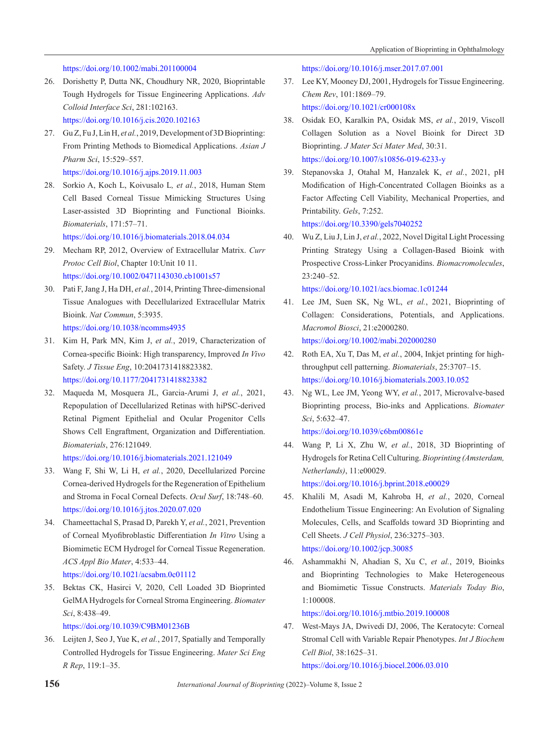https://doi.org/10.1002/mabi.201100004

26. Dorishetty P, Dutta NK, Choudhury NR, 2020, Bioprintable Tough Hydrogels for Tissue Engineering Applications. *Adv Colloid Interface Sci*, 281:102163. https://doi.org/10.1016/j.cis.2020.102163
27. Gu Z, Fu J, Lin H, *et al.*, 2019, Development of 3D Bioprinting: From Printing Methods to Biomedical Applications. *Asian J Pharm Sci*, 15:529–557. https://doi.org/10.1016/j.ajps.2019.11.003
28. Sorkio A, Koch L, Koivusalo L*, et al.*, 2018, Human Stem Cell Based Corneal Tissue Mimicking Structures Using Laser-assisted 3D Bioprinting and Functional Bioinks. *Biomaterials*, 171:57–71. https://doi.org/10.1016/j.biomaterials.2018.04.034
29. Mecham RP, 2012, Overview of Extracellular Matrix. *Curr Protoc Cell Biol*, Chapter 10:Unit 10 11. https://doi.org/10.1002/0471143030.cb1001s57
30. Pati F, Jang J, Ha DH, *et al.*, 2014, Printing Three-dimensional Tissue Analogues with Decellularized Extracellular Matrix Bioink. *Nat Commun*, 5:3935. https://doi.org/10.1038/ncomms4935
31. Kim H, Park MN, Kim J, *et al.*, 2019, Characterization of Cornea-specific Bioink: High transparency, Improved *In Vivo* Safety. *J Tissue Eng*, 10:2041731418823382. https://doi.org/10.1177/2041731418823382
32. Maqueda M, Mosquera JL, Garcia-Arumi J, *et al.*, 2021, Repopulation of Decellularized Retinas with hiPSC-derived Retinal Pigment Epithelial and Ocular Progenitor Cells Shows Cell Engraftment, Organization and Differentiation. *Biomaterials*, 276:121049. https://doi.org/10.1016/j.biomaterials.2021.121049
33. Wang F, Shi W, Li H, *et al.*, 2020, Decellularized Porcine Cornea-derived Hydrogels for the Regeneration of Epithelium and Stroma in Focal Corneal Defects. *Ocul Surf*, 18:748–60. https://doi.org/10.1016/j.jtos.2020.07.020
34. Chameettachal S, Prasad D, Parekh Y, *et al.*, 2021, Prevention of Corneal Myofibroblastic Differentiation *In Vitro* Using a Biomimetic ECM Hydrogel for Corneal Tissue Regeneration. *ACS Appl Bio Mater*, 4:533–44. https://doi.org/10.1021/acsabm.0c01112
35. Bektas CK, Hasirci V, 2020, Cell Loaded 3D Bioprinted GelMA Hydrogels for Corneal Stroma Engineering. *Biomater Sci*, 8:438–49. https://doi.org/10.1039/C9BM01236B
36. Leijten J, Seo J, Yue K, *et al.*, 2017, Spatially and Temporally Controlled Hydrogels for Tissue Engineering. *Mater Sci Eng R Rep*, 119:1–35. https://doi.org/10.1016/j.mser.2017.07.001
37. Lee KY, Mooney DJ, 2001, Hydrogels for Tissue Engineering. *Chem Rev*, 101:1869–79. https://doi.org/10.1021/cr000108x
38. Osidak EO, Karalkin PA, Osidak MS, *et al.*, 2019, Viscoll Collagen Solution as a Novel Bioink for Direct 3D Bioprinting. *J Mater Sci Mater Med*, 30:31. https://doi.org/10.1007/s10856-019-6233-y
39. Stepanovska J, Otahal M, Hanzalek K, *et al.*, 2021, pH Modification of High-Concentrated Collagen Bioinks as a Factor Affecting Cell Viability, Mechanical Properties, and Printability. *Gels*, 7:252. https://doi.org/10.3390/gels7040252
40. Wu Z, Liu J, Lin J, *et al.*, 2022, Novel Digital Light Processing Printing Strategy Using a Collagen-Based Bioink with Prospective Cross-Linker Procyanidins. *Biomacromolecules*, 23:240–52. https://doi.org/10.1021/acs.biomac.1c01244
41. Lee JM, Suen SK, Ng WL, *et al.*, 2021, Bioprinting of Collagen: Considerations, Potentials, and Applications. *Macromol Biosci*, 21:e2000280. https://doi.org/10.1002/mabi.202000280
42. Roth EA, Xu T, Das M, *et al.*, 2004, Inkjet printing for high-throughput cell patterning. *Biomaterials*, 25:3707–15. https://doi.org/10.1016/j.biomaterials.2003.10.052
43. Ng WL, Lee JM, Yeong WY, *et al.*, 2017, Microvalve-based Bioprinting process, Bio-inks and Applications. *Biomater Sci*, 5:632–47. https://doi.org/10.1039/c6bm00861e
44. Wang P, Li X, Zhu W, *et al.*, 2018, 3D Bioprinting of Hydrogels for Retina Cell Culturing. *Bioprinting (Amsterdam, Netherlands)*, 11:e00029. https://doi.org/10.1016/j.bprint.2018.e00029
45. Khalili M, Asadi M, Kahroba H, *et al.*, 2020, Corneal Endothelium Tissue Engineering: An Evolution of Signaling Molecules, Cells, and Scaffolds toward 3D Bioprinting and Cell Sheets. *J Cell Physiol*, 236:3275–303. https://doi.org/10.1002/jcp.30085
46. Ashammakhi N, Ahadian S, Xu C, *et al.*, 2019, Bioinks and Bioprinting Technologies to Make Heterogeneous and Biomimetic Tissue Constructs. *Materials Today Bio*, 1:100008. https://doi.org/10.1016/j.mtbio.2019.100008
47. West-Mays JA, Dwivedi DJ, 2006, The Keratocyte: Corneal Stromal Cell with Variable Repair Phenotypes. *Int J Biochem Cell Biol*, 38:1625–31. https://doi.org/10.1016/j.biocel.2006.03.010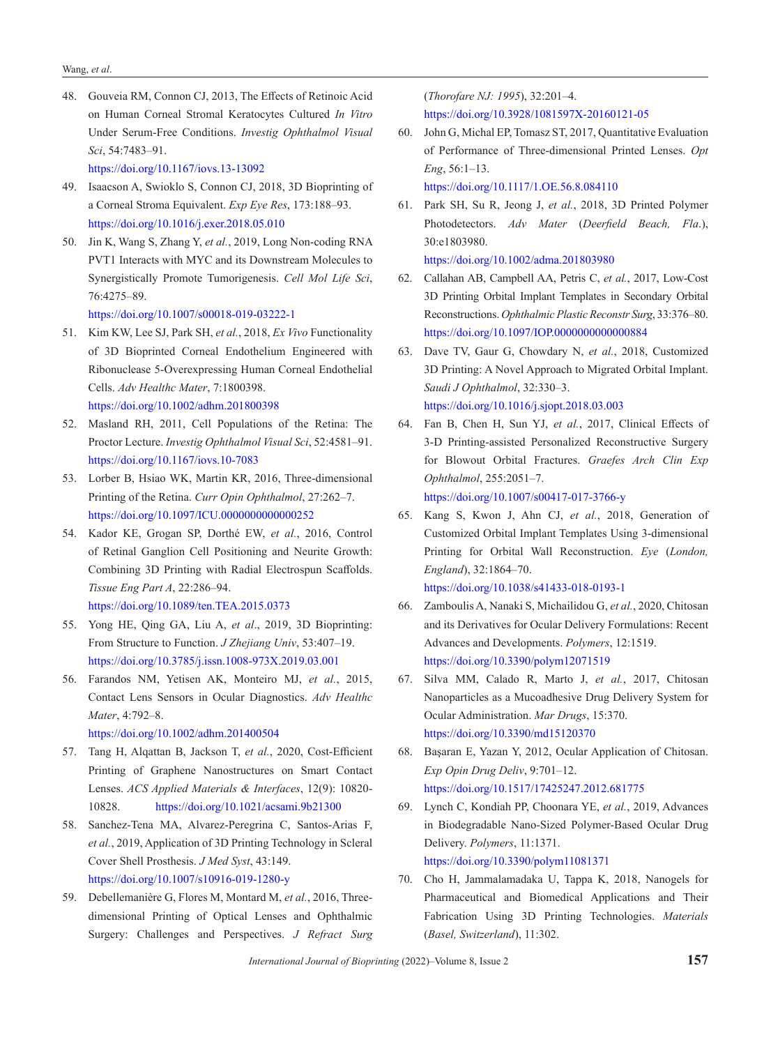48. Gouveia RM, Connon CJ, 2013, The Effects of Retinoic Acid on Human Corneal Stromal Keratocytes Cultured *In Vitro* Under Serum-Free Conditions. *Investig Ophthalmol Visual Sci*, 54:7483–91.
    https://doi.org/10.1167/iovs.13-13092
49. Isaacson A, Swioklo S, Connon CJ, 2018, 3D Bioprinting of a Corneal Stroma Equivalent. *Exp Eye Res*, 173:188–93.
    https://doi.org/10.1016/j.exer.2018.05.010
50. Jin K, Wang S, Zhang Y, *et al.*, 2019, Long Non-coding RNA PVT1 Interacts with MYC and its Downstream Molecules to Synergistically Promote Tumorigenesis. *Cell Mol Life Sci*, 76:4275–89.
    https://doi.org/10.1007/s00018-019-03222-1
51. Kim KW, Lee SJ, Park SH, *et al.*, 2018, *Ex Vivo* Functionality of 3D Bioprinted Corneal Endothelium Engineered with Ribonuclease 5-Overexpressing Human Corneal Endothelial Cells. *Adv Healthc Mater*, 7:1800398.
    https://doi.org/10.1002/adhm.201800398
52. Masland RH, 2011, Cell Populations of the Retina: The Proctor Lecture. *Investig Ophthalmol Visual Sci*, 52:4581–91.
    https://doi.org/10.1167/iovs.10-7083
53. Lorber B, Hsiao WK, Martin KR, 2016, Three-dimensional Printing of the Retina. *Curr Opin Ophthalmol*, 27:262–7.
    https://doi.org/10.1097/ICU.0000000000000252
54. Kador KE, Grogan SP, Dorthé EW, *et al.*, 2016, Control of Retinal Ganglion Cell Positioning and Neurite Growth: Combining 3D Printing with Radial Electrospun Scaffolds. *Tissue Eng Part A*, 22:286–94.
    https://doi.org/10.1089/ten.TEA.2015.0373
55. Yong HE, Qing GA, Liu A, *et al*., 2019, 3D Bioprinting: From Structure to Function. *J Zhejiang Univ*, 53:407–19.
    https://doi.org/10.3785/j.issn.1008-973X.2019.03.001
56. Farandos NM, Yetisen AK, Monteiro MJ, *et al.*, 2015, Contact Lens Sensors in Ocular Diagnostics. *Adv Healthc Mater*, 4:792–8.
    https://doi.org/10.1002/adhm.201400504
57. Tang H, Alqattan B, Jackson T, *et al.*, 2020, Cost-Efficient Printing of Graphene Nanostructures on Smart Contact Lenses. *ACS Applied Materials & Interfaces*, 12(9): 10820-10828. https://doi.org/10.1021/acsami.9b21300
58. Sanchez-Tena MA, Alvarez-Peregrina C, Santos-Arias F, *et al.*, 2019, Application of 3D Printing Technology in Scleral Cover Shell Prosthesis. *J Med Syst*, 43:149.
    https://doi.org/10.1007/s10916-019-1280-y
59. Debellemanière G, Flores M, Montard M, *et al.*, 2016, Three-dimensional Printing of Optical Lenses and Ophthalmic Surgery: Challenges and Perspectives. *J Refract Surg* (*Thorofare NJ: 1995*), 32:201–4.
    https://doi.org/10.3928/1081597X-20160121-05
60. John G, Michal EP, Tomasz ST, 2017, Quantitative Evaluation of Performance of Three-dimensional Printed Lenses. *Opt Eng*, 56:1–13.
    https://doi.org/10.1117/1.OE.56.8.084110
61. Park SH, Su R, Jeong J, *et al.*, 2018, 3D Printed Polymer Photodetectors. *Adv Mater* (*Deerfield Beach, Fla.*), 30:e1803980.
    https://doi.org/10.1002/adma.201803980
62. Callahan AB, Campbell AA, Petris C, *et al.*, 2017, Low-Cost 3D Printing Orbital Implant Templates in Secondary Orbital Reconstructions. *Ophthalmic Plastic Reconstr Surg*, 33:376–80.
    https://doi.org/10.1097/IOP.0000000000000884
63. Dave TV, Gaur G, Chowdary N, *et al.*, 2018, Customized 3D Printing: A Novel Approach to Migrated Orbital Implant. *Saudi J Ophthalmol*, 32:330–3.
    https://doi.org/10.1016/j.sjopt.2018.03.003
64. Fan B, Chen H, Sun YJ, *et al.*, 2017, Clinical Effects of 3-D Printing-assisted Personalized Reconstructive Surgery for Blowout Orbital Fractures. *Graefes Arch Clin Exp Ophthalmol*, 255:2051–7.
    https://doi.org/10.1007/s00417-017-3766-y
65. Kang S, Kwon J, Ahn CJ, *et al.*, 2018, Generation of Customized Orbital Implant Templates Using 3-dimensional Printing for Orbital Wall Reconstruction. *Eye* (*London, England*), 32:1864–70.
    https://doi.org/10.1038/s41433-018-0193-1
66. Zamboulis A, Nanaki S, Michailidou G, *et al.*, 2020, Chitosan and its Derivatives for Ocular Delivery Formulations: Recent Advances and Developments. *Polymers*, 12:1519.
    https://doi.org/10.3390/polym12071519
67. Silva MM, Calado R, Marto J, *et al.*, 2017, Chitosan Nanoparticles as a Mucoadhesive Drug Delivery System for Ocular Administration. *Mar Drugs*, 15:370.
    https://doi.org/10.3390/md15120370
68. Başaran E, Yazan Y, 2012, Ocular Application of Chitosan. *Exp Opin Drug Deliv*, 9:701–12.
    https://doi.org/10.1517/17425247.2012.681775
69. Lynch C, Kondiah PP, Choonara YE, *et al.*, 2019, Advances in Biodegradable Nano-Sized Polymer-Based Ocular Drug Delivery. *Polymers*, 11:1371.
    https://doi.org/10.3390/polym11081371
70. Cho H, Jammalamadaka U, Tappa K, 2018, Nanogels for Pharmaceutical and Biomedical Applications and Their Fabrication Using 3D Printing Technologies. *Materials* (*Basel, Switzerland*), 11:302.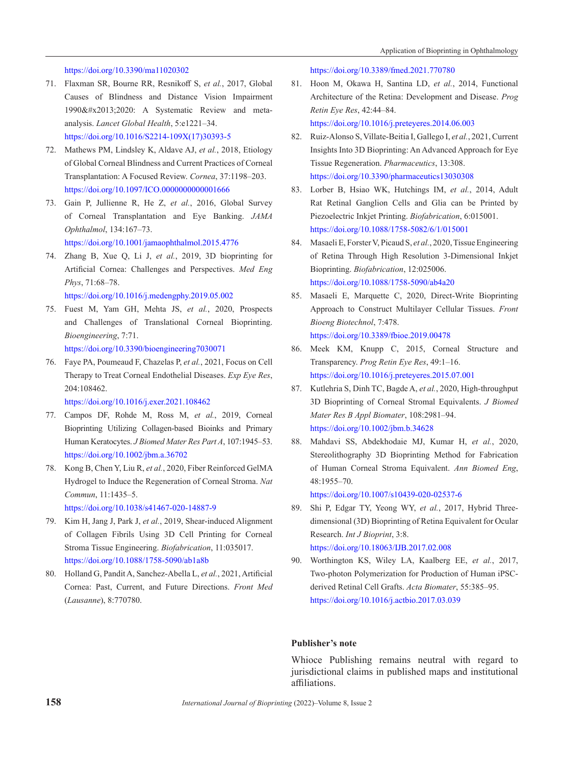https://doi.org/10.3390/ma11020302

71. Flaxman SR, Bourne RR, Resnikoff S, *et al.*, 2017, Global Causes of Blindness and Distance Vision Impairment 1990&#x2013;2020: A Systematic Review and meta-analysis. *Lancet Global Health*, 5:e1221–34. https://doi.org/10.1016/S2214-109X(17)30393-5

72. Mathews PM, Lindsley K, Aldave AJ, *et al.*, 2018, Etiology of Global Corneal Blindness and Current Practices of Corneal Transplantation: A Focused Review. *Cornea*, 37:1198–203. https://doi.org/10.1097/ICO.0000000000001666

73. Gain P, Jullienne R, He Z, *et al.*, 2016, Global Survey of Corneal Transplantation and Eye Banking. *JAMA Ophthalmol*, 134:167–73. https://doi.org/10.1001/jamaophthalmol.2015.4776

74. Zhang B, Xue Q, Li J, *et al.*, 2019, 3D bioprinting for Artificial Cornea: Challenges and Perspectives. *Med Eng Phys*, 71:68–78. https://doi.org/10.1016/j.medengphy.2019.05.002

75. Fuest M, Yam GH, Mehta JS, *et al.*, 2020, Prospects and Challenges of Translational Corneal Bioprinting. *Bioengineering*, 7:71. https://doi.org/10.3390/bioengineering7030071

76. Faye PA, Poumeaud F, Chazelas P, *et al.*, 2021, Focus on Cell Therapy to Treat Corneal Endothelial Diseases. *Exp Eye Res*, 204:108462. https://doi.org/10.1016/j.exer.2021.108462

77. Campos DF, Rohde M, Ross M, *et al.*, 2019, Corneal Bioprinting Utilizing Collagen-based Bioinks and Primary Human Keratocytes. *J Biomed Mater Res Part A*, 107:1945–53. https://doi.org/10.1002/jbm.a.36702

78. Kong B, Chen Y, Liu R, *et al.*, 2020, Fiber Reinforced GelMA Hydrogel to Induce the Regeneration of Corneal Stroma. *Nat Commun*, 11:1435–5. https://doi.org/10.1038/s41467-020-14887-9

79. Kim H, Jang J, Park J, *et al.*, 2019, Shear-induced Alignment of Collagen Fibrils Using 3D Cell Printing for Corneal Stroma Tissue Engineering. *Biofabrication*, 11:035017. https://doi.org/10.1088/1758-5090/ab1a8b

80. Holland G, Pandit A, Sanchez-Abella L, *et al.*, 2021, Artificial Cornea: Past, Current, and Future Directions. *Front Med (Lausanne)*, 8:770780. https://doi.org/10.3389/fmed.2021.770780

81. Hoon M, Okawa H, Santina LD, *et al.*, 2014, Functional Architecture of the Retina: Development and Disease. *Prog Retin Eye Res*, 42:44–84. https://doi.org/10.1016/j.preteyeres.2014.06.003

82. Ruiz-Alonso S, Villate-Beitia I, Gallego I, *et al.*, 2021, Current Insights Into 3D Bioprinting: An Advanced Approach for Eye Tissue Regeneration. *Pharmaceutics*, 13:308. https://doi.org/10.3390/pharmaceutics13030308

83. Lorber B, Hsiao WK, Hutchings IM, *et al.*, 2014, Adult Rat Retinal Ganglion Cells and Glia can be Printed by Piezoelectric Inkjet Printing. *Biofabrication*, 6:015001. https://doi.org/10.1088/1758-5082/6/1/015001

84. Masaeli E, Forster V, Picaud S, *et al.*, 2020, Tissue Engineering of Retina Through High Resolution 3-Dimensional Inkjet Bioprinting. *Biofabrication*, 12:025006. https://doi.org/10.1088/1758-5090/ab4a20

85. Masaeli E, Marquette C, 2020, Direct-Write Bioprinting Approach to Construct Multilayer Cellular Tissues. *Front Bioeng Biotechnol*, 7:478. https://doi.org/10.3389/fbioe.2019.00478

86. Meek KM, Knupp C, 2015, Corneal Structure and Transparency. *Prog Retin Eye Res*, 49:1–16. https://doi.org/10.1016/j.preteyeres.2015.07.001

87. Kutlehria S, Dinh TC, Bagde A, *et al.*, 2020, High-throughput 3D Bioprinting of Corneal Stromal Equivalents. *J Biomed Mater Res B Appl Biomater*, 108:2981–94. https://doi.org/10.1002/jbm.b.34628

88. Mahdavi SS, Abdekhodaie MJ, Kumar H, *et al.*, 2020, Stereolithography 3D Bioprinting Method for Fabrication of Human Corneal Stroma Equivalent. *Ann Biomed Eng*, 48:1955–70. https://doi.org/10.1007/s10439-020-02537-6

89. Shi P, Edgar TY, Yeong WY, *et al.*, 2017, Hybrid Three-dimensional (3D) Bioprinting of Retina Equivalent for Ocular Research. *Int J Bioprint*, 3:8. https://doi.org/10.18063/IJB.2017.02.008

90. Worthington KS, Wiley LA, Kaalberg EE, *et al.*, 2017, Two-photon Polymerization for Production of Human iPSC-derived Retinal Cell Grafts. *Acta Biomater*, 55:385–95. https://doi.org/10.1016/j.actbio.2017.03.039

## Publisher's note

Whioce Publishing remains neutral with regard to jurisdictional claims in published maps and institutional affiliations.